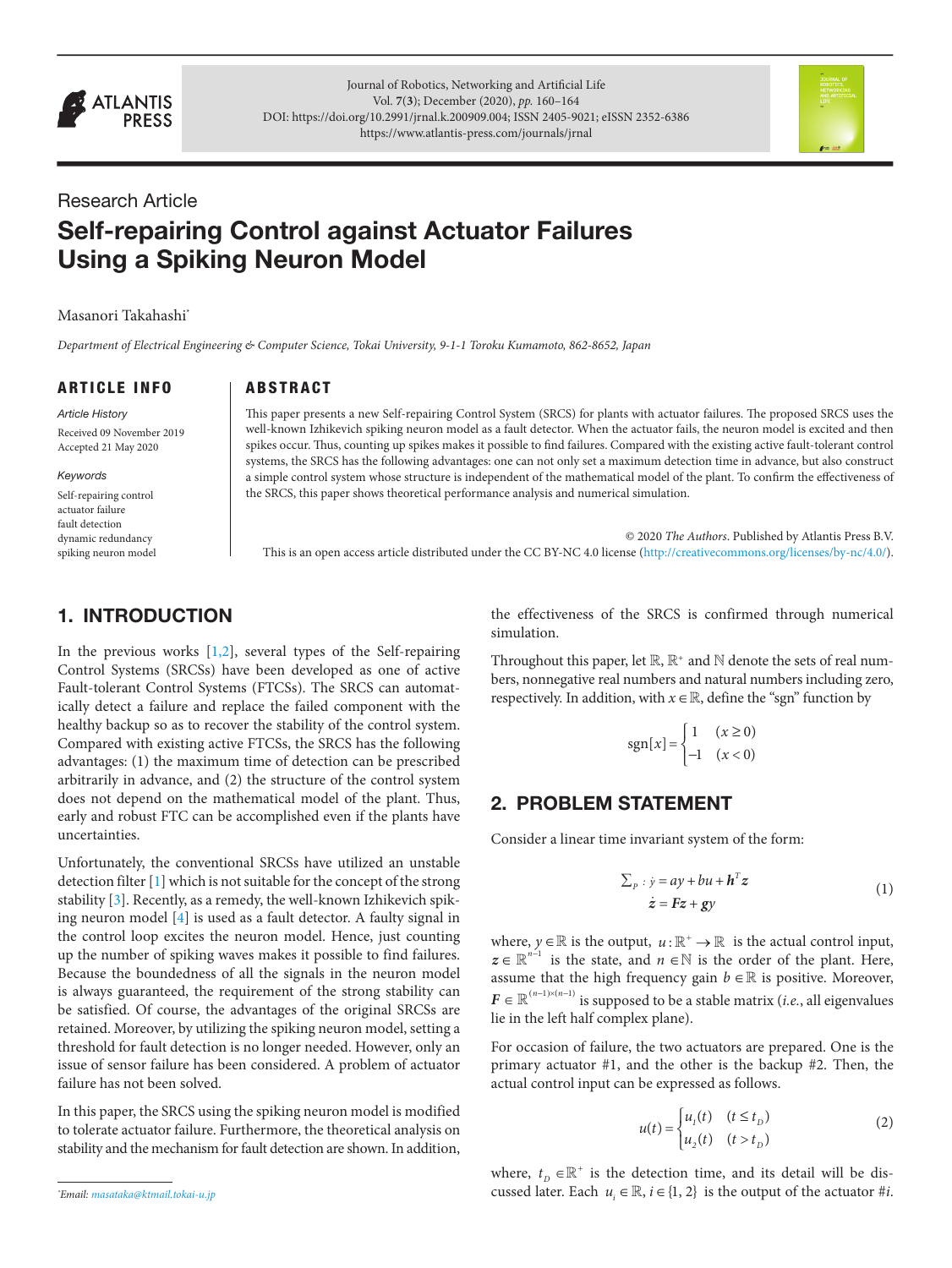Research Article

# Self-repairing Control against Actuator Failures Using a Spiking Neuron Model

Masanori Takahashi*

*Department of Electrical Engineering & Computer Science, Tokai University, 9-1-1 Toroku Kumamoto, 862-8652, Japan*

## ARTICLE INFO

*Article History*

Received 09 November 2019

Accepted 21 May 2020

*Keywords*

Self-repairing control

actuator failure

fault detection

dynamic redundancy

spiking neuron model

## ABSTRACT

This paper presents a new Self-repairing Control System (SRCS) for plants with actuator failures. The proposed SRCS uses the well-known Izhikevich spiking neuron model as a fault detector. When the actuator fails, the neuron model is excited and then spikes occur. Thus, counting up spikes makes it possible to find failures. Compared with the existing active fault-tolerant control systems, the SRCS has the following advantages: one can not only set a maximum detection time in advance, but also construct a simple control system whose structure is independent of the mathematical model of the plant. To confirm the effectiveness of the SRCS, this paper shows theoretical performance analysis and numerical simulation.

© 2020 *The Authors*. Published by Atlantis Press B.V.

This is an open access article distributed under the CC BY-NC 4.0 license (http://creativecommons.org/licenses/by-nc/4.0/).

## 1. INTRODUCTION

In the previous works [1,2], several types of the Self-repairing Control Systems (SRCSs) have been developed as one of active Fault-tolerant Control Systems (FTCSs). The SRCS can automatically detect a failure and replace the failed component with the healthy backup so as to recover the stability of the control system. Compared with existing active FTCSs, the SRCS has the following advantages: (1) the maximum time of detection can be prescribed arbitrarily in advance, and (2) the structure of the control system does not depend on the mathematical model of the plant. Thus, early and robust FTC can be accomplished even if the plants have uncertainties.

Unfortunately, the conventional SRCSs have utilized an unstable detection filter [1] which is not suitable for the concept of the strong stability [3]. Recently, as a remedy, the well-known Izhikevich spiking neuron model [4] is used as a fault detector. A faulty signal in the control loop excites the neuron model. Hence, just counting up the number of spiking waves makes it possible to find failures. Because the boundedness of all the signals in the neuron model is always guaranteed, the requirement of the strong stability can be satisfied. Of course, the advantages of the original SRCSs are retained. Moreover, by utilizing the spiking neuron model, setting a threshold for fault detection is no longer needed. However, only an issue of sensor failure has been considered. A problem of actuator failure has not been solved.

In this paper, the SRCS using the spiking neuron model is modified to tolerate actuator failure. Furthermore, the theoretical analysis on stability and the mechanism for fault detection are shown. In addition, the effectiveness of the SRCS is confirmed through numerical simulation.

Throughout this paper, let $\mathbb{R}$, $\mathbb{R}^+$ and $\mathbb{N}$ denote the sets of real numbers, nonnegative real numbers and natural numbers including zero, respectively. In addition, with $x \in \mathbb{R}$, define the "sgn" function by

$$\mathrm{sgn}[x] = \begin{cases} 1 & (x \geq 0) \\ -1 & (x < 0) \end{cases}$$

## 2. PROBLEM STATEMENT

Consider a linear time invariant system of the form:

$$\Sigma_P : \dot{y} = ay + bu + \boldsymbol{h}^T \boldsymbol{z} \qquad\qquad (1)$$
$$\dot{\boldsymbol{z}} = \boldsymbol{F}\boldsymbol{z} + \boldsymbol{g}y$$

where, $y \in \mathbb{R}$ is the output, $u : \mathbb{R}^+ \rightarrow \mathbb{R}$ is the actual control input, $\boldsymbol{z} \in \mathbb{R}^{n-1}$ is the state, and $n \in \mathbb{N}$ is the order of the plant. Here, assume that the high frequency gain $b \in \mathbb{R}$ is positive. Moreover, $\boldsymbol{F} \in \mathbb{R}^{(n-1)\times(n-1)}$ is supposed to be a stable matrix (*i.e.*, all eigenvalues lie in the left half complex plane).

For occasion of failure, the two actuators are prepared. One is the primary actuator #1, and the other is the backup #2. Then, the actual control input can be expressed as follows.

$$u(t) = \begin{cases} u_1(t) & (t \leq t_D) \\ u_2(t) & (t > t_D) \end{cases} \qquad\qquad (2)$$

where, $t_D \in \mathbb{R}^+$ is the detection time, and its detail will be discussed later. Each $u_i \in \mathbb{R}$, $i \in \{1, 2\}$ is the output of the actuator #$i$.

*Email: masataka@ktmail.tokai-u.jp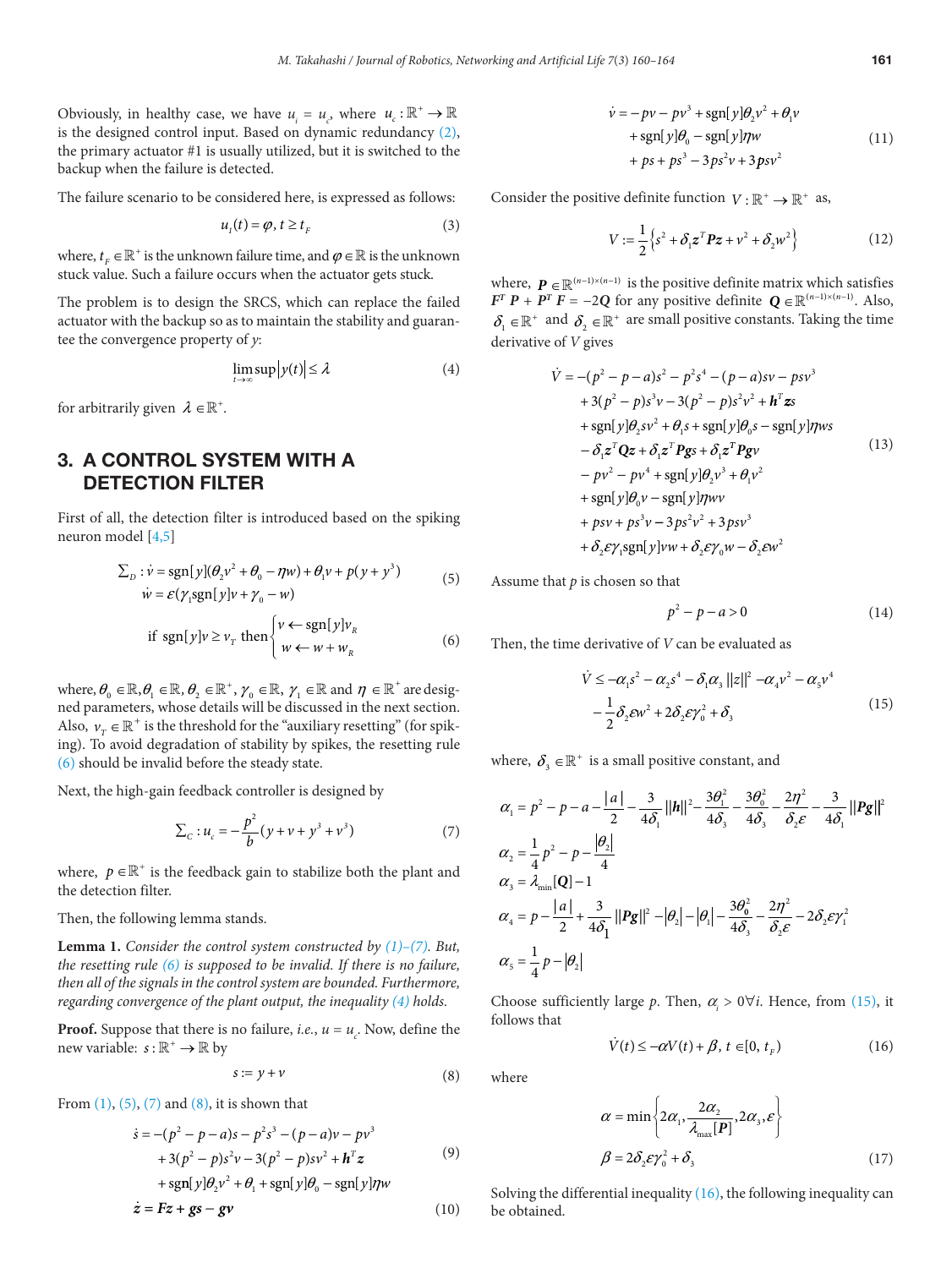Obviously, in healthy case, we have $u_1 = u_c$, where $u_c : \mathbb{R}^+ \to \mathbb{R}$ is the designed control input. Based on dynamic redundancy (2), the primary actuator #1 is usually utilized, but it is switched to the backup when the failure is detected.

The failure scenario to be considered here, is expressed as follows:

$$u_1(t) = \varphi, t \geq t_F \tag{3}$$

where, $t_F \in \mathbb{R}^+$ is the unknown failure time, and $\varphi \in \mathbb{R}$ is the unknown stuck value. Such a failure occurs when the actuator gets stuck.

The problem is to design the SRCS, which can replace the failed actuator with the backup so as to maintain the stability and guarantee the convergence property of $y$:

$$\limsup_{t\to\infty} |y(t)| \leq \lambda \tag{4}$$

for arbitrarily given $\lambda \in \mathbb{R}^+$.

## 3. A CONTROL SYSTEM WITH A DETECTION FILTER

First of all, the detection filter is introduced based on the spiking neuron model [4,5]

$$\Sigma_D : \dot{v} = \mathrm{sgn}[y](\theta_2 v^2 + \theta_0 - \eta w) + \theta_1 v + p(y + y^3)$$
$$\dot{w} = \varepsilon(\gamma_1 \mathrm{sgn}[y]v + \gamma_0 - w) \tag{5}$$

$$\text{if } \mathrm{sgn}[y]v \geq v_T \text{ then} \begin{cases} v \leftarrow \mathrm{sgn}[y]v_R \\ w \leftarrow w + w_R \end{cases} \tag{6}$$

where, $\theta_0 \in \mathbb{R}, \theta_1 \in \mathbb{R}, \theta_2 \in \mathbb{R}^+, \gamma_0 \in \mathbb{R}, \gamma_1 \in \mathbb{R}$ and $\eta \in \mathbb{R}^+$ are designed parameters, whose details will be discussed in the next section. Also, $v_T \in \mathbb{R}^+$ is the threshold for the "auxiliary resetting" (for spiking). To avoid degradation of stability by spikes, the resetting rule (6) should be invalid before the steady state.

Next, the high-gain feedback controller is designed by

$$\Sigma_C : u_c = -\frac{p^2}{b}(y + v + y^3 + v^3) \tag{7}$$

where, $p \in \mathbb{R}^+$ is the feedback gain to stabilize both the plant and the detection filter.

Then, the following lemma stands.

**Lemma 1.** *Consider the control system constructed by (1)–(7). But, the resetting rule (6) is supposed to be invalid. If there is no failure, then all of the signals in the control system are bounded. Furthermore, regarding convergence of the plant output, the inequality (4) holds.*

**Proof.** Suppose that there is no failure, *i.e.*, $u = u_c$. Now, define the new variable: $s : \mathbb{R}^+ \to \mathbb{R}$ by

$$s := y + v \tag{8}$$

From (1), (5), (7) and (8), it is shown that

$$\begin{aligned}\dot{s} = &-(p^2 - p - a)s - p^2 s^3 - (p - a)v - pv^3 \\ &+ 3(p^2 - p)s^2 v - 3(p^2 - p)sv^2 + \boldsymbol{h}^T \boldsymbol{z} \\ &+ \mathrm{sgn}[y]\theta_2 v^2 + \theta_1 + \mathrm{sgn}[y]\theta_0 - \mathrm{sgn}[y]\eta w\end{aligned} \tag{9}$$

$$\dot{\boldsymbol{z}} = \boldsymbol{F}\boldsymbol{z} + \boldsymbol{g}s - \boldsymbol{g}v \tag{10}$$

$$\begin{aligned}\dot{v} = &-pv - pv^3 + \mathrm{sgn}[y]\theta_2 v^2 + \theta_1 v \\ &+ \mathrm{sgn}[y]\theta_0 - \mathrm{sgn}[y]\eta w \\ &+ ps + ps^3 - 3ps^2 v + 3psv^2\end{aligned} \tag{11}$$

Consider the positive definite function $V : \mathbb{R}^+ \to \mathbb{R}^+$ as,

$$V := \frac{1}{2}\left\{s^2 + \delta_1 \boldsymbol{z}^T \boldsymbol{P} \boldsymbol{z} + v^2 + \delta_2 w^2\right\} \tag{12}$$

where, $\boldsymbol{P} \in \mathbb{R}^{(n-1)\times(n-1)}$ is the positive definite matrix which satisfies $\boldsymbol{F}^T \boldsymbol{P} + \boldsymbol{P}^T \boldsymbol{F} = -2\boldsymbol{Q}$ for any positive definite $\boldsymbol{Q} \in \mathbb{R}^{(n-1)\times(n-1)}$. Also, $\delta_1 \in \mathbb{R}^+$ and $\delta_2 \in \mathbb{R}^+$ are small positive constants. Taking the time derivative of $V$ gives

$$\begin{aligned}\dot{V} = &-(p^2 - p - a)s^2 - p^2 s^4 - (p - a)sv - psv^3 \\ &+ 3(p^2 - p)s^3 v - 3(p^2 - p)s^2 v^2 + \boldsymbol{h}^T \boldsymbol{z} s \\ &+ \mathrm{sgn}[y]\theta_2 s v^2 + \theta_1 s + \mathrm{sgn}[y]\theta_0 s - \mathrm{sgn}[y]\eta w s \\ &- \delta_1 \boldsymbol{z}^T \boldsymbol{Q} \boldsymbol{z} + \delta_1 \boldsymbol{z}^T \boldsymbol{P} \boldsymbol{g} s + \delta_1 \boldsymbol{z}^T \boldsymbol{P} \boldsymbol{g} v \\ &- pv^2 - pv^4 + \mathrm{sgn}[y]\theta_2 v^3 + \theta_1 v^2 \\ &+ \mathrm{sgn}[y]\theta_0 v - \mathrm{sgn}[y]\eta w v \\ &+ psv + ps^3 v - 3ps^2 v^2 + 3psv^3 \\ &+ \delta_2 \varepsilon \gamma_1 \mathrm{sgn}[y] v w + \delta_2 \varepsilon \gamma_0 w - \delta_2 \varepsilon w^2\end{aligned} \tag{13}$$

Assume that $p$ is chosen so that

$$p^2 - p - a > 0 \tag{14}$$

Then, the time derivative of $V$ can be evaluated as

$$\begin{aligned}\dot{V} \leq &-\alpha_1 s^2 - \alpha_2 s^4 - \delta_1 \alpha_3 \|z\|^2 - \alpha_4 v^2 - \alpha_5 v^4 \\ &- \frac{1}{2}\delta_2 \varepsilon w^2 + 2\delta_2 \varepsilon \gamma_0^2 + \delta_3\end{aligned} \tag{15}$$

where, $\delta_3 \in \mathbb{R}^+$ is a small positive constant, and

$$\alpha_1 = p^2 - p - a - \frac{|a|}{2} - \frac{3}{4\delta_1}\|\boldsymbol{h}\|^2 - \frac{3\theta_1^2}{4\delta_3} - \frac{3\theta_0^2}{4\delta_3} - \frac{2\eta^2}{\delta_2 \varepsilon} - \frac{3}{4\delta_1}\|\boldsymbol{P}\boldsymbol{g}\|^2$$

$$\alpha_2 = \frac{1}{4}p^2 - p - \frac{|\theta_2|}{4}$$

$$\alpha_3 = \lambda_{\min}[\boldsymbol{Q}] - 1$$

$$\alpha_4 = p - \frac{|a|}{2} + \frac{3}{4\delta_1}\|\boldsymbol{P}\boldsymbol{g}\|^2 - |\theta_2| - |\theta_1| - \frac{3\theta_0^2}{4\delta_3} - \frac{2\eta^2}{\delta_2 \varepsilon} - 2\delta_2 \varepsilon \gamma_1^2$$

$$\alpha_5 = \frac{1}{4}p - |\theta_2|$$

Choose sufficiently large $p$. Then, $\alpha_i > 0 \forall i$. Hence, from (15), it follows that

$$\dot{V}(t) \leq -\alpha V(t) + \beta, \; t \in [0, t_F) \tag{16}$$

where

$$\alpha = \min\left\{2\alpha_1, \frac{2\alpha_2}{\lambda_{\max}[\boldsymbol{P}]}, 2\alpha_3, \varepsilon\right\}$$
$$\beta = 2\delta_2 \varepsilon \gamma_0^2 + \delta_3 \tag{17}$$

Solving the differential inequality (16), the following inequality can be obtained.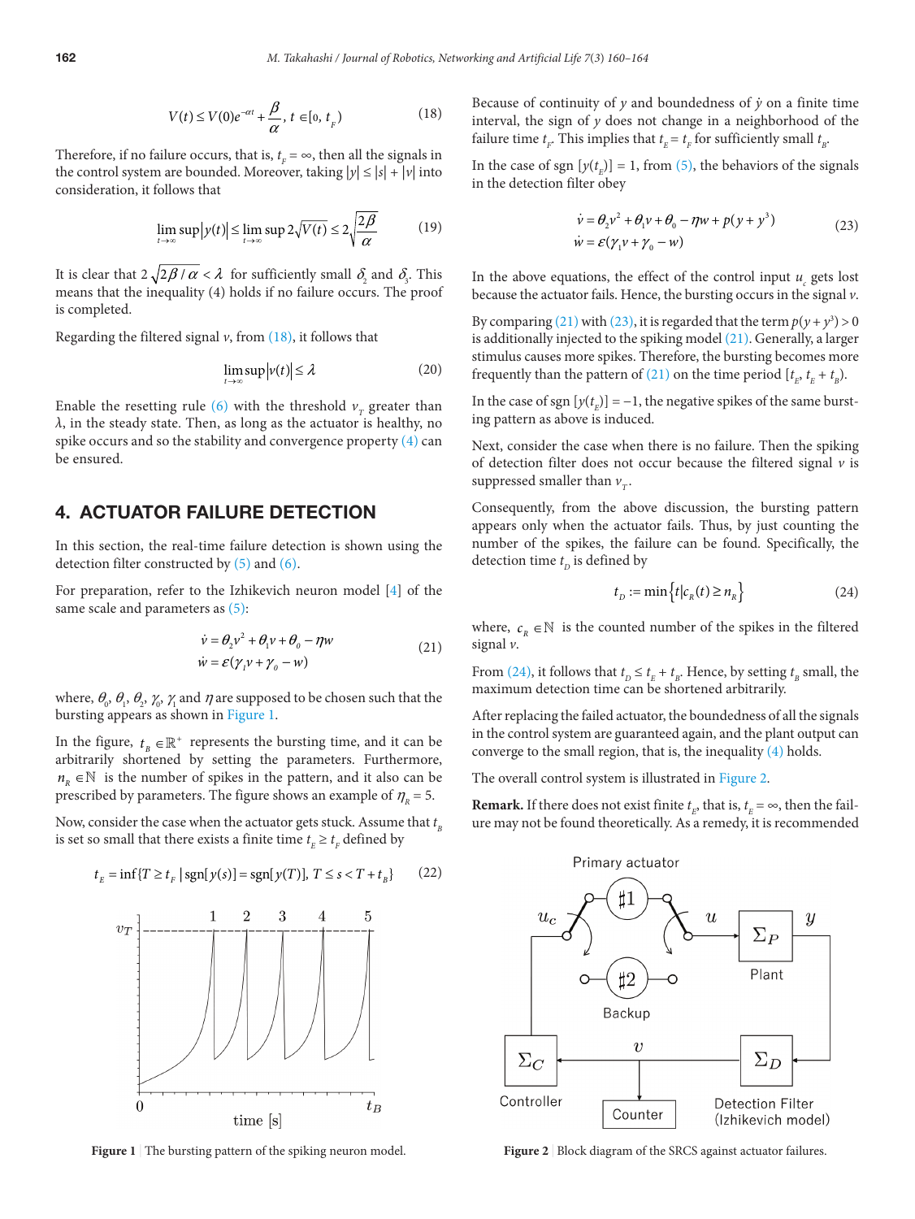$$V(t) \le V(0)e^{-\alpha t} + \frac{\beta}{\alpha},\ t \in [0,\ t_F) \tag{18}$$

Therefore, if no failure occurs, that is, $t_F = \infty$, then all the signals in the control system are bounded. Moreover, taking $|y| \le |s| + |v|$ into consideration, it follows that

$$\limsup_{t\to\infty} |y(t)| \le \limsup_{t\to\infty} 2\sqrt{V(t)} \le 2\sqrt{\frac{2\beta}{\alpha}} \tag{19}$$

It is clear that $2\sqrt{2\beta/\alpha} < \lambda$ for sufficiently small $\delta_2$ and $\delta_3$. This means that the inequality (4) holds if no failure occurs. The proof is completed.

Regarding the filtered signal $v$, from (18), it follows that

$$\limsup_{t\to\infty} |v(t)| \le \lambda \tag{20}$$

Enable the resetting rule (6) with the threshold $v_T$ greater than $\lambda$, in the steady state. Then, as long as the actuator is healthy, no spike occurs and so the stability and convergence property (4) can be ensured.

## 4. ACTUATOR FAILURE DETECTION

In this section, the real-time failure detection is shown using the detection filter constructed by (5) and (6).

For preparation, refer to the Izhikevich neuron model [4] of the same scale and parameters as (5):

$$\begin{aligned} \dot{v} &= \theta_2 v^2 + \theta_1 v + \theta_0 - \eta w \\ \dot{w} &= \varepsilon(\gamma_1 v + \gamma_0 - w) \end{aligned} \tag{21}$$

where, $\theta_0$, $\theta_1$, $\theta_2$, $\gamma_0$, $\gamma_1$ and $\eta$ are supposed to be chosen such that the bursting appears as shown in Figure 1.

In the figure, $t_B \in \mathbb{R}^+$ represents the bursting time, and it can be arbitrarily shortened by setting the parameters. Furthermore, $n_R \in \mathbb{N}$ is the number of spikes in the pattern, and it also can be prescribed by parameters. The figure shows an example of $\eta_R = 5$.

Now, consider the case when the actuator gets stuck. Assume that $t_B$ is set so small that there exists a finite time $t_E \ge t_F$ defined by

$$t_E = \inf\{T \ge t_F \mid \mathrm{sgn}[y(s)] = \mathrm{sgn}[y(T)],\ T \le s < T + t_B\} \tag{22}$$

Figure 1 | The bursting pattern of the spiking neuron model.

Because of continuity of $y$ and boundedness of $\dot{y}$ on a finite time interval, the sign of $y$ does not change in a neighborhood of the failure time $t_F$. This implies that $t_E = t_F$ for sufficiently small $t_B$.

In the case of sgn $[y(t_E)] = 1$, from (5), the behaviors of the signals in the detection filter obey

$$\begin{aligned} \dot{v} &= \theta_2 v^2 + \theta_1 v + \theta_0 - \eta w + p(y + y^3) \\ \dot{w} &= \varepsilon(\gamma_1 v + \gamma_0 - w) \end{aligned} \tag{23}$$

In the above equations, the effect of the control input $u_c$ gets lost because the actuator fails. Hence, the bursting occurs in the signal $v$.

By comparing (21) with (23), it is regarded that the term $p(y + y^3) > 0$ is additionally injected to the spiking model (21). Generally, a larger stimulus causes more spikes. Therefore, the bursting becomes more frequently than the pattern of (21) on the time period $[t_E,\ t_E + t_B)$.

In the case of sgn $[y(t_E)] = -1$, the negative spikes of the same bursting pattern as above is induced.

Next, consider the case when there is no failure. Then the spiking of detection filter does not occur because the filtered signal $v$ is suppressed smaller than $v_T$.

Consequently, from the above discussion, the bursting pattern appears only when the actuator fails. Thus, by just counting the number of the spikes, the failure can be found. Specifically, the detection time $t_D$ is defined by

$$t_D := \min\{t \mid c_R(t) \ge n_R\} \tag{24}$$

where, $c_R \in \mathbb{N}$ is the counted number of the spikes in the filtered signal $v$.

From (24), it follows that $t_D \le t_E + t_B$. Hence, by setting $t_B$ small, the maximum detection time can be shortened arbitrarily.

After replacing the failed actuator, the boundedness of all the signals in the control system are guaranteed again, and the plant output can converge to the small region, that is, the inequality (4) holds.

The overall control system is illustrated in Figure 2.

**Remark.** If there does not exist finite $t_E$, that is, $t_E = \infty$, then the failure may not be found theoretically. As a remedy, it is recommended

Figure 2 | Block diagram of the SRCS against actuator failures.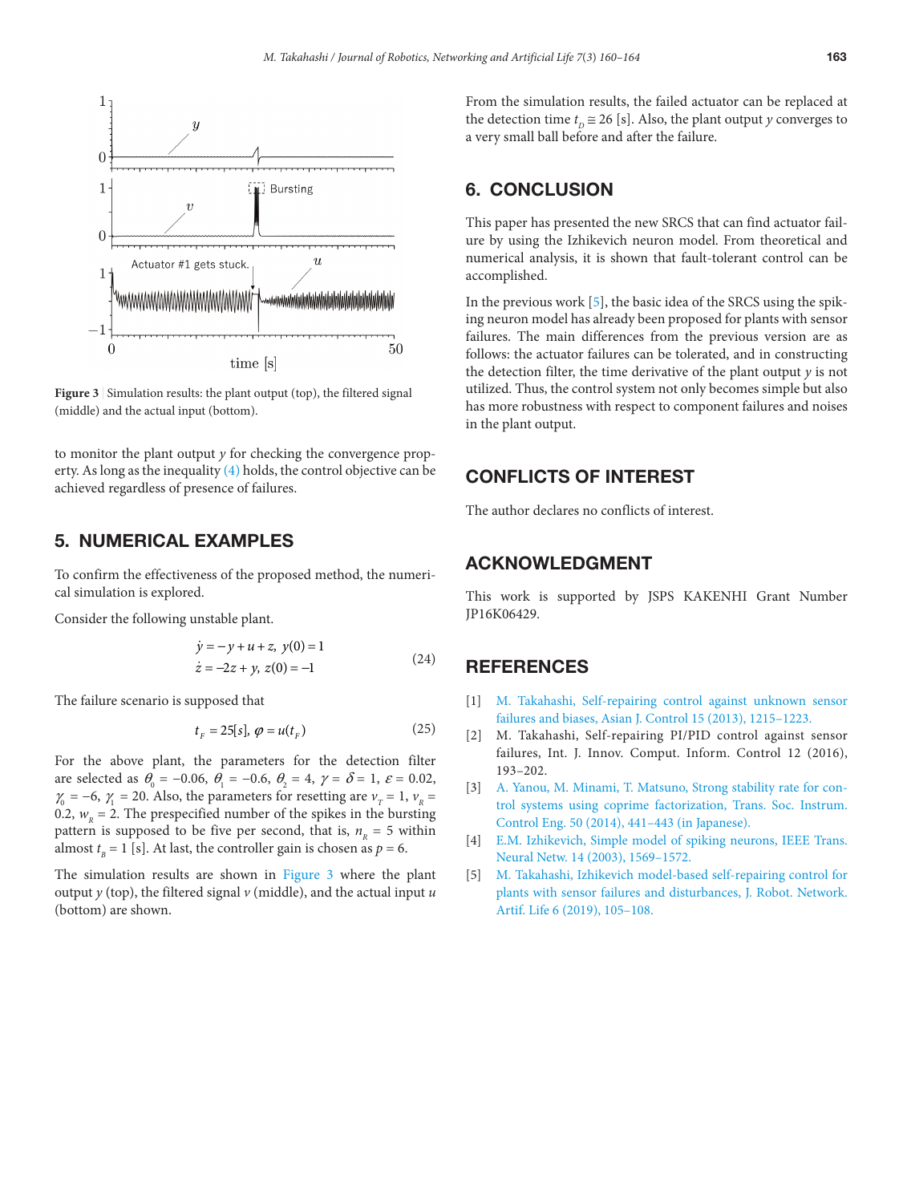Figure 3 Simulation results: the plant output (top), the filtered signal (middle) and the actual input (bottom).

to monitor the plant output $y$ for checking the convergence property. As long as the inequality (4) holds, the control objective can be achieved regardless of presence of failures.

## 5. NUMERICAL EXAMPLES

To confirm the effectiveness of the proposed method, the numerical simulation is explored.

Consider the following unstable plant.

$$\begin{aligned} \dot{y} &= -y + u + z, \ y(0) = 1 \\ \dot{z} &= -2z + y, \ z(0) = -1 \end{aligned} \tag{24}$$

The failure scenario is supposed that

$$t_F = 25[s], \ \varphi = u(t_F) \tag{25}$$

For the above plant, the parameters for the detection filter are selected as $\theta_0 = -0.06$, $\theta_1 = -0.6$, $\theta_2 = 4$, $\gamma = \delta = 1$, $\varepsilon = 0.02$, $\gamma_0 = -6$, $\gamma_1 = 20$. Also, the parameters for resetting are $v_T = 1$, $v_R = 0.2$, $w_R = 2$. The prespecified number of the spikes in the bursting pattern is supposed to be five per second, that is, $n_B = 5$ within almost $t_B = 1$ [s]. At last, the controller gain is chosen as $p = 6$.

The simulation results are shown in Figure 3 where the plant output $y$ (top), the filtered signal $v$ (middle), and the actual input $u$ (bottom) are shown.

From the simulation results, the failed actuator can be replaced at the detection time $t_D \cong 26$ [s]. Also, the plant output $y$ converges to a very small ball before and after the failure.

## 6. CONCLUSION

This paper has presented the new SRCS that can find actuator failure by using the Izhikevich neuron model. From theoretical and numerical analysis, it is shown that fault-tolerant control can be accomplished.

In the previous work [5], the basic idea of the SRCS using the spiking neuron model has already been proposed for plants with sensor failures. The main differences from the previous version are as follows: the actuator failures can be tolerated, and in constructing the detection filter, the time derivative of the plant output $y$ is not utilized. Thus, the control system not only becomes simple but also has more robustness with respect to component failures and noises in the plant output.

## CONFLICTS OF INTEREST

The author declares no conflicts of interest.

## ACKNOWLEDGMENT

This work is supported by JSPS KAKENHI Grant Number JP16K06429.

## REFERENCES

[1] M. Takahashi, Self-repairing control against unknown sensor failures and biases, Asian J. Control 15 (2013), 1215–1223.

[2] M. Takahashi, Self-repairing PI/PID control against sensor failures, Int. J. Innov. Comput. Inform. Control 12 (2016), 193–202.

[3] A. Yanou, M. Minami, T. Matsuno, Strong stability rate for control systems using coprime factorization, Trans. Soc. Instrum. Control Eng. 50 (2014), 441–443 (in Japanese).

[4] E.M. Izhikevich, Simple model of spiking neurons, IEEE Trans. Neural Netw. 14 (2003), 1569–1572.

[5] M. Takahashi, Izhikevich model-based self-repairing control for plants with sensor failures and disturbances, J. Robot. Network. Artif. Life 6 (2019), 105–108.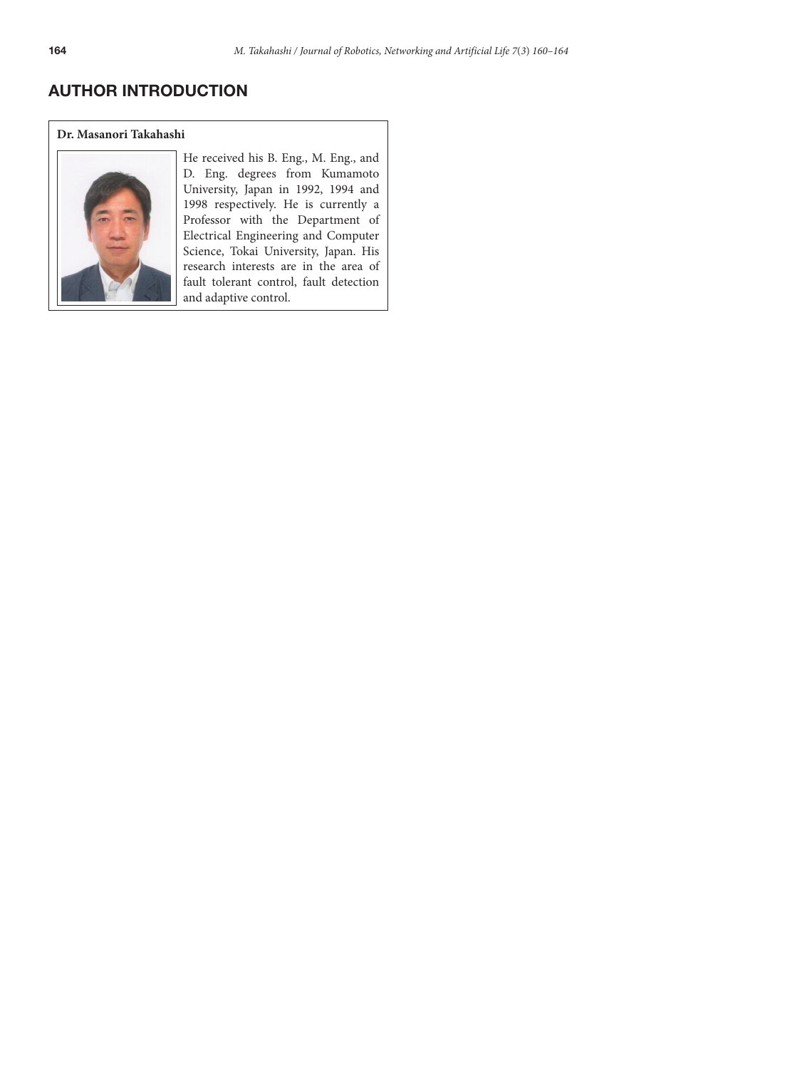## AUTHOR INTRODUCTION

**Dr. Masanori Takahashi**

He received his B. Eng., M. Eng., and D. Eng. degrees from Kumamoto University, Japan in 1992, 1994 and 1998 respectively. He is currently a Professor with the Department of Electrical Engineering and Computer Science, Tokai University, Japan. His research interests are in the area of fault tolerant control, fault detection and adaptive control.